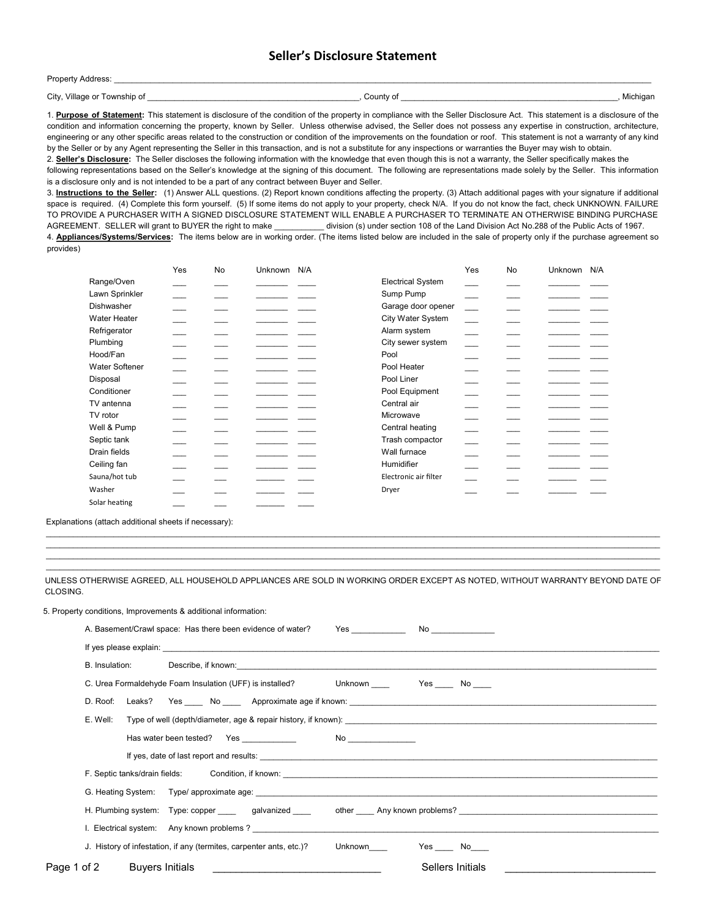# Seller's Disclosure Statement

Property Address: ____________________________________________________________________________________________

City, Village or Township of ____________________________________________, County of ______________________________________________, Michigan

1. **Purpose of Statement:** This statement is disclosure of the condition of the property in compliance with the Seller Disclosure Act. This statement is a disclosure of the condition and information concerning the property, known by Seller. Unless otherwise advised, the Seller does not possess any expertise in construction, architecture, engineering or any other specific areas related to the construction or condition of the improvements on the foundation or roof. This statement is not a warranty of any kind by the Seller or by any Agent representing the Seller in this transaction, and is not a substitute for any inspections or warranties the Buyer may wish to obtain.

2. **Seller's Disclosure:** The Seller discloses the following information with the knowledge that even though this is not a warranty, the Seller specifically makes the following representations based on the Seller's knowledge at the signing of this document. The following are representations made solely by the Seller. This information is a disclosure only and is not intended to be a part of any contract between Buyer and Seller.

3. **Instructions to the Seller:** (1) Answer ALL questions. (2) Report known conditions affecting the property. (3) Attach additional pages with your signature if additional space is required. (4) Complete this form yourself. (5) If some items do not apply to your property, check N/A. If you do not know the fact, check UNKNOWN. FAILURE TO PROVIDE A PURCHASER WITH A SIGNED DISCLOSURE STATEMENT WILL ENABLE A PURCHASER TO TERMINATE AN OTHERWISE BINDING PURCHASE AGREEMENT. SELLER will grant to BUYER the right to make ___________ division (s) under section 108 of the Land Division Act No.288 of the Public Acts of 1967.

4. **Appliances/Systems/Services:** The items below are in working order. (The items listed below are included in the sale of property only if the purchase agreement so provides)

| | Yes | No | Unknown | N/A | | Yes | No | Unknown | N/A |
|---|---|---|---|---|---|---|---|---|---|
| Range/Oven | ___ | ___ | _______ | ____ | Electrical System | ___ | ___ | _______ | ____ |
| Lawn Sprinkler | ___ | ___ | _______ | ____ | Sump Pump | ___ | ___ | _______ | ____ |
| Dishwasher | ___ | ___ | _______ | ____ | Garage door opener | ___ | ___ | _______ | ____ |
| Water Heater | ___ | ___ | _______ | ____ | City Water System | ___ | ___ | _______ | ____ |
| Refrigerator | ___ | ___ | _______ | ____ | Alarm system | ___ | ___ | _______ | ____ |
| Plumbing | ___ | ___ | _______ | ____ | City sewer system | ___ | ___ | _______ | ____ |
| Hood/Fan | ___ | ___ | _______ | ____ | Pool | ___ | ___ | _______ | ____ |
| Water Softener | ___ | ___ | _______ | ____ | Pool Heater | ___ | ___ | _______ | ____ |
| Disposal | ___ | ___ | _______ | ____ | Pool Liner | ___ | ___ | _______ | ____ |
| Conditioner | ___ | ___ | _______ | ____ | Pool Equipment | ___ | ___ | _______ | ____ |
| TV antenna | ___ | ___ | _______ | ____ | Central air | ___ | ___ | _______ | ____ |
| TV rotor | ___ | ___ | _______ | ____ | Microwave | ___ | ___ | _______ | ____ |
| Well & Pump | ___ | ___ | _______ | ____ | Central heating | ___ | ___ | _______ | ____ |
| Septic tank | ___ | ___ | _______ | ____ | Trash compactor | ___ | ___ | _______ | ____ |
| Drain fields | ___ | ___ | _______ | ____ | Wall furnace | ___ | ___ | _______ | ____ |
| Ceiling fan | ___ | ___ | _______ | ____ | Humidifier | ___ | ___ | _______ | ____ |
| Sauna/hot tub | ___ | ___ | _______ | ____ | Electronic air filter | ___ | ___ | _______ | ____ |
| Washer | ___ | ___ | _______ | ____ | Dryer | ___ | ___ | _______ | ____ |
| Solar heating | ___ | ___ | _______ | ____ | | | | | |

Explanations (attach additional sheets if necessary):
____________________________________________________________________________________________________________
____________________________________________________________________________________________________________
____________________________________________________________________________________________________________
____________________________________________________________________________________________________________

UNLESS OTHERWISE AGREED, ALL HOUSEHOLD APPLIANCES ARE SOLD IN WORKING ORDER EXCEPT AS NOTED, WITHOUT WARRANTY BEYOND DATE OF CLOSING.

5. Property conditions, Improvements & additional information:

A. Basement/Crawl space: Has there been evidence of water? Yes ___________ No _____________

If yes please explain: ____________________________________________________________________________________

B. Insulation: Describe, if known: __________________________________________________________________________

C. Urea Formaldehyde Foam Insulation (UFF) is installed? Unknown ____ Yes ____ No ____

D. Roof: Leaks? Yes ____ No ____ Approximate age if known: ____________________________________________

E. Well: Type of well (depth/diameter, age & repair history, if known): ________________________________________

Has water been tested? Yes ___________ No ______________

If yes, date of last report and results: _________________________________________________________________

F. Septic tanks/drain fields: Condition, if known: _________________________________________________________

G. Heating System: Type/ approximate age: _____________________________________________________________

H. Plumbing system: Type: copper ____ galvanized ____ other ____ Any known problems? ____________________________

I. Electrical system: Any known problems ? _____________________________________________________________

J. History of infestation, if any (termites, carpenter ants, etc.)? Unknown____ Yes ____ No____

Buyers Initials _____________________________ Sellers Initials __________________________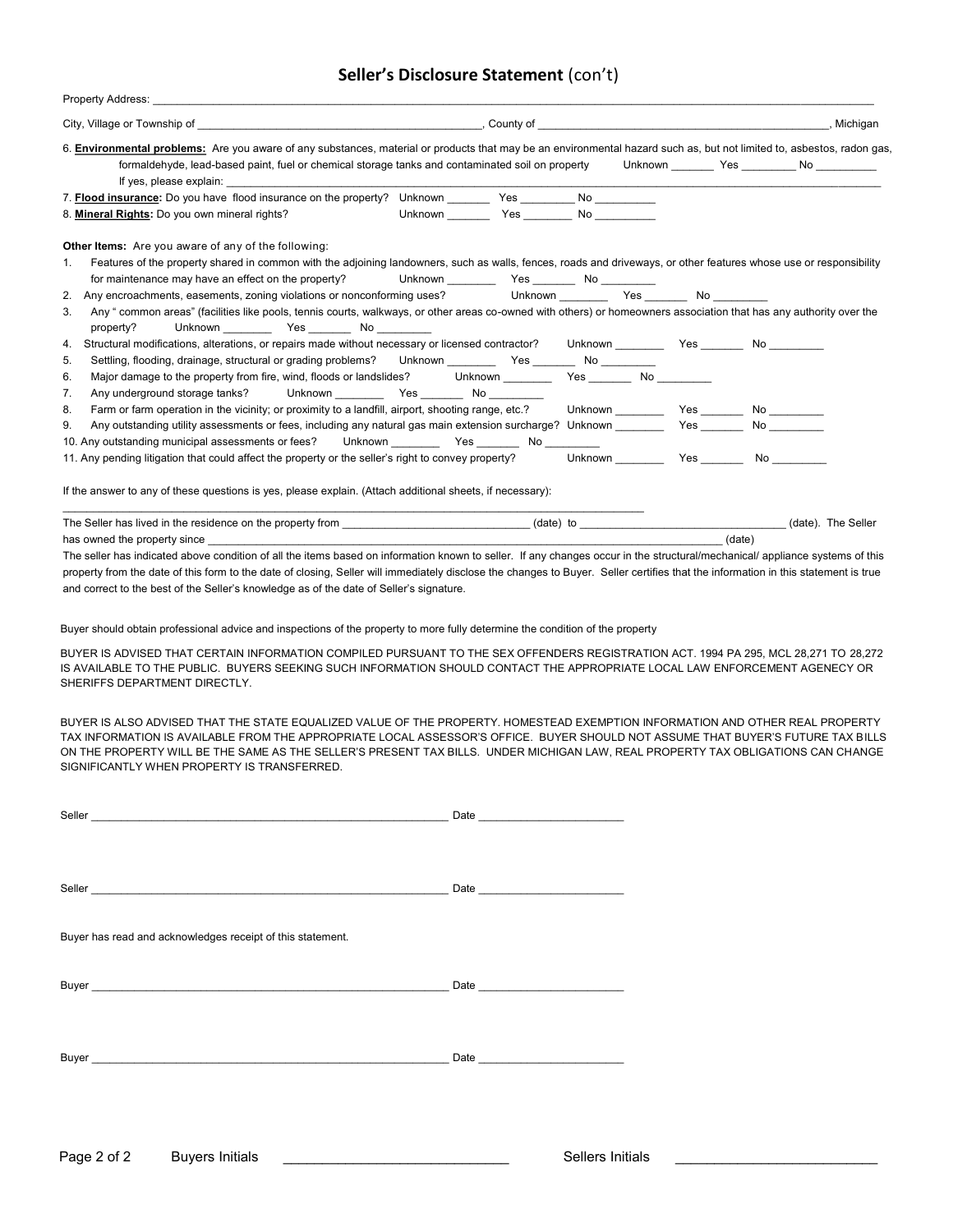## Seller's Disclosure Statement (con't)

Property Address: ________________________________________________________________________________________________

City, Village or Township of _______________________________________________, County of _______________________________________________, Michigan

6. **Environmental problems:** Are you aware of any substances, material or products that may be an environmental hazard such as, but not limited to, asbestos, radon gas, formaldehyde, lead-based paint, fuel or chemical storage tanks and contaminated soil on property Unknown _______ Yes _________ No __________
   If yes, please explain: ________________________________________________________________________________________________
7. **Flood insurance:** Do you have flood insurance on the property? Unknown _______ Yes _________ No __________
8. **Mineral Rights:** Do you own mineral rights? Unknown _______ Yes ________ No __________

**Other Items:** Are you aware of any of the following:

1. Features of the property shared in common with the adjoining landowners, such as walls, fences, roads and driveways, or other features whose use or responsibility for maintenance may have an effect on the property? Unknown ________ Yes _______ No _________
2. Any encroachments, easements, zoning violations or nonconforming uses? Unknown ________ Yes _______ No _________
3. Any " common areas" (facilities like pools, tennis courts, walkways, or other areas co-owned with others) or homeowners association that has any authority over the property? Unknown ________ Yes _______ No _________
4. Structural modifications, alterations, or repairs made without necessary or licensed contractor? Unknown ________ Yes _______ No _________
5. Settling, flooding, drainage, structural or grading problems? Unknown ________ Yes _______ No _________
6. Major damage to the property from fire, wind, floods or landslides? Unknown ________ Yes _______ No _________
7. Any underground storage tanks? Unknown ________ Yes _______ No _________
8. Farm or farm operation in the vicinity; or proximity to a landfill, airport, shooting range, etc.? Unknown ________ Yes _______ No _________
9. Any outstanding utility assessments or fees, including any natural gas main extension surcharge? Unknown ________ Yes _______ No _________
10. Any outstanding municipal assessments or fees? Unknown ________ Yes _______ No _________
11. Any pending litigation that could affect the property or the seller's right to convey property? Unknown ________ Yes _______ No _________

If the answer to any of these questions is yes, please explain. (Attach additional sheets, if necessary):

________________________________________________________________________________________

The Seller has lived in the residence on the property from _______________________________ (date) to __________________________________ (date). The Seller has owned the property since __________________________________________________________________________________________ (date)

The seller has indicated above condition of all the items based on information known to seller. If any changes occur in the structural/mechanical/ appliance systems of this property from the date of this form to the date of closing, Seller will immediately disclose the changes to Buyer. Seller certifies that the information in this statement is true and correct to the best of the Seller's knowledge as of the date of Seller's signature.

Buyer should obtain professional advice and inspections of the property to more fully determine the condition of the property

BUYER IS ADVISED THAT CERTAIN INFORMATION COMPILED PURSUANT TO THE SEX OFFENDERS REGISTRATION ACT. 1994 PA 295, MCL 28,271 TO 28,272 IS AVAILABLE TO THE PUBLIC. BUYERS SEEKING SUCH INFORMATION SHOULD CONTACT THE APPROPRIATE LOCAL LAW ENFORCEMENT AGENECY OR SHERIFFS DEPARTMENT DIRECTLY.

BUYER IS ALSO ADVISED THAT THE STATE EQUALIZED VALUE OF THE PROPERTY. HOMESTEAD EXEMPTION INFORMATION AND OTHER REAL PROPERTY TAX INFORMATION IS AVAILABLE FROM THE APPROPRIATE LOCAL ASSESSOR'S OFFICE. BUYER SHOULD NOT ASSUME THAT BUYER'S FUTURE TAX BILLS ON THE PROPERTY WILL BE THE SAME AS THE SELLER'S PRESENT TAX BILLS. UNDER MICHIGAN LAW, REAL PROPERTY TAX OBLIGATIONS CAN CHANGE SIGNIFICANTLY WHEN PROPERTY IS TRANSFERRED.

Seller ____________________________________________________________ Date _______________________

Seller ____________________________________________________________ Date _______________________

Buyer has read and acknowledges receipt of this statement.

Buyer ____________________________________________________________ Date _______________________

Buyer ____________________________________________________________ Date _______________________

Buyers Initials ____________________________ Sellers Initials __________________________